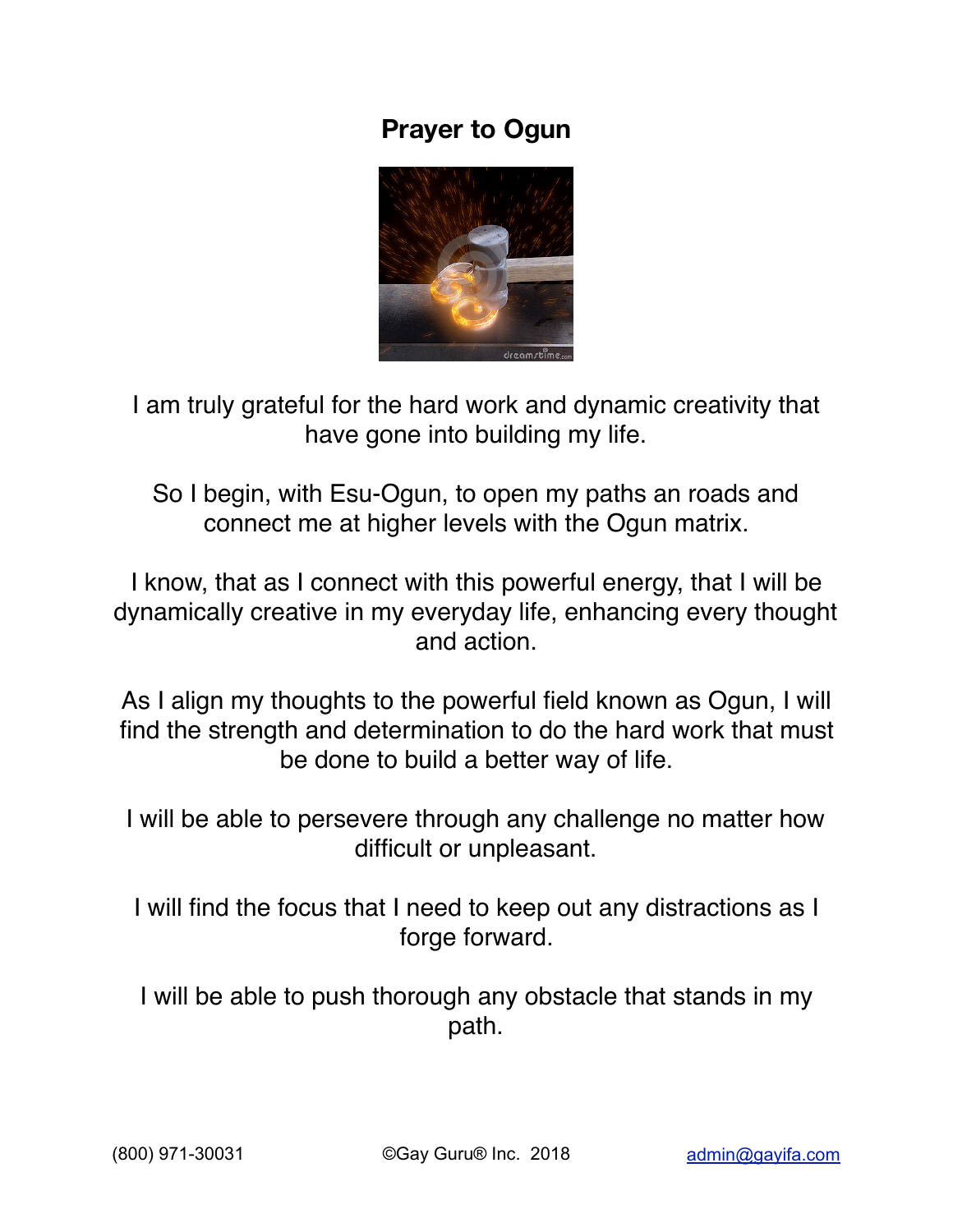# Prayer to Ogun

I am truly grateful for the hard work and dynamic creativity that have gone into building my life.

So I begin, with Esu-Ogun, to open my paths an roads and connect me at higher levels with the Ogun matrix.

I know, that as I connect with this powerful energy, that I will be dynamically creative in my everyday life, enhancing every thought and action.

As I align my thoughts to the powerful field known as Ogun, I will find the strength and determination to do the hard work that must be done to build a better way of life.

I will be able to persevere through any challenge no matter how difficult or unpleasant.

I will find the focus that I need to keep out any distractions as I forge forward.

I will be able to push thorough any obstacle that stands in my path.

(800) 971-30031 ©Gay Guru® Inc. 2018 admin@gayifa.com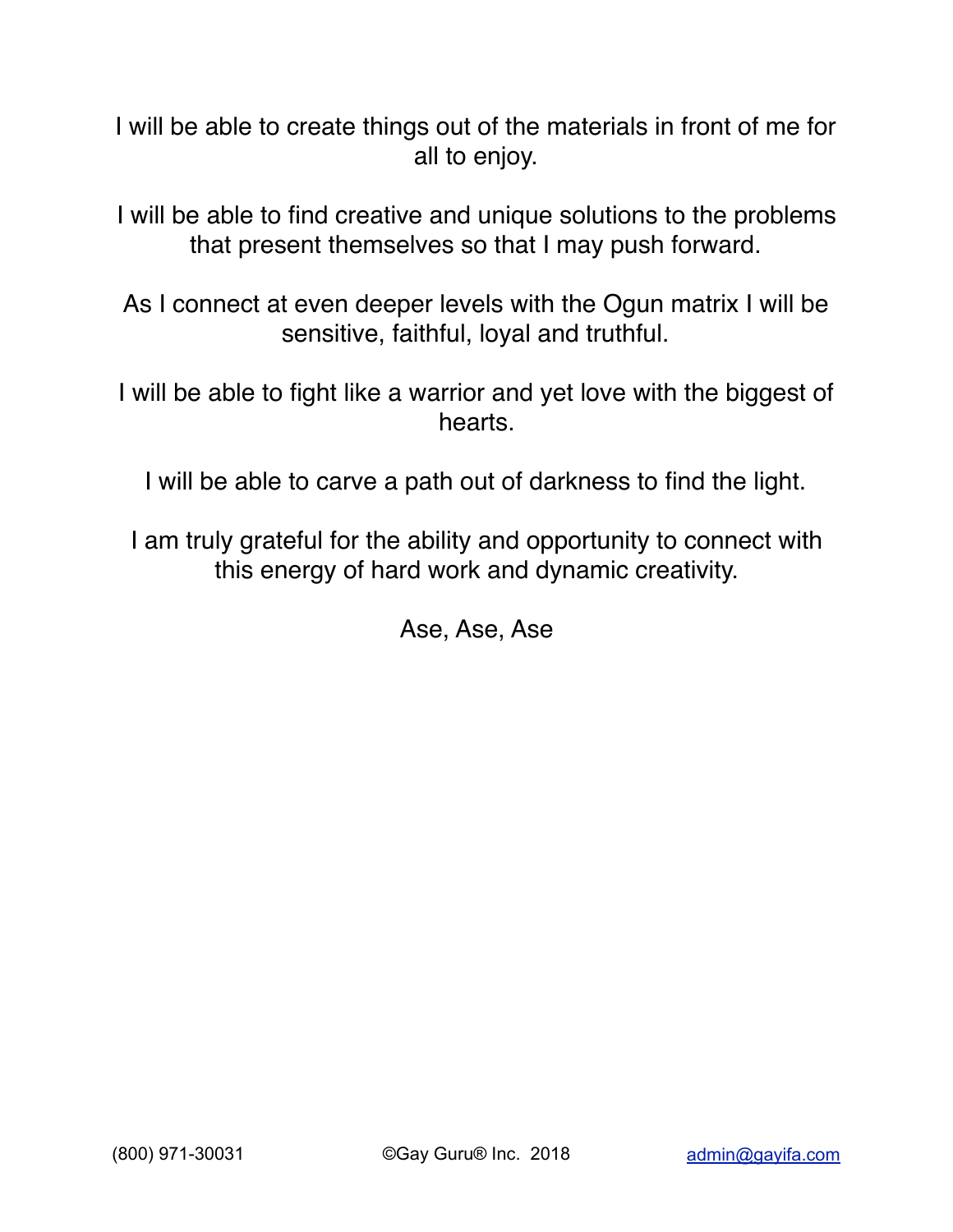I will be able to create things out of the materials in front of me for all to enjoy.

I will be able to find creative and unique solutions to the problems that present themselves so that I may push forward.

As I connect at even deeper levels with the Ogun matrix I will be sensitive, faithful, loyal and truthful.

I will be able to fight like a warrior and yet love with the biggest of hearts.

I will be able to carve a path out of darkness to find the light.

I am truly grateful for the ability and opportunity to connect with this energy of hard work and dynamic creativity.

Ase, Ase, Ase